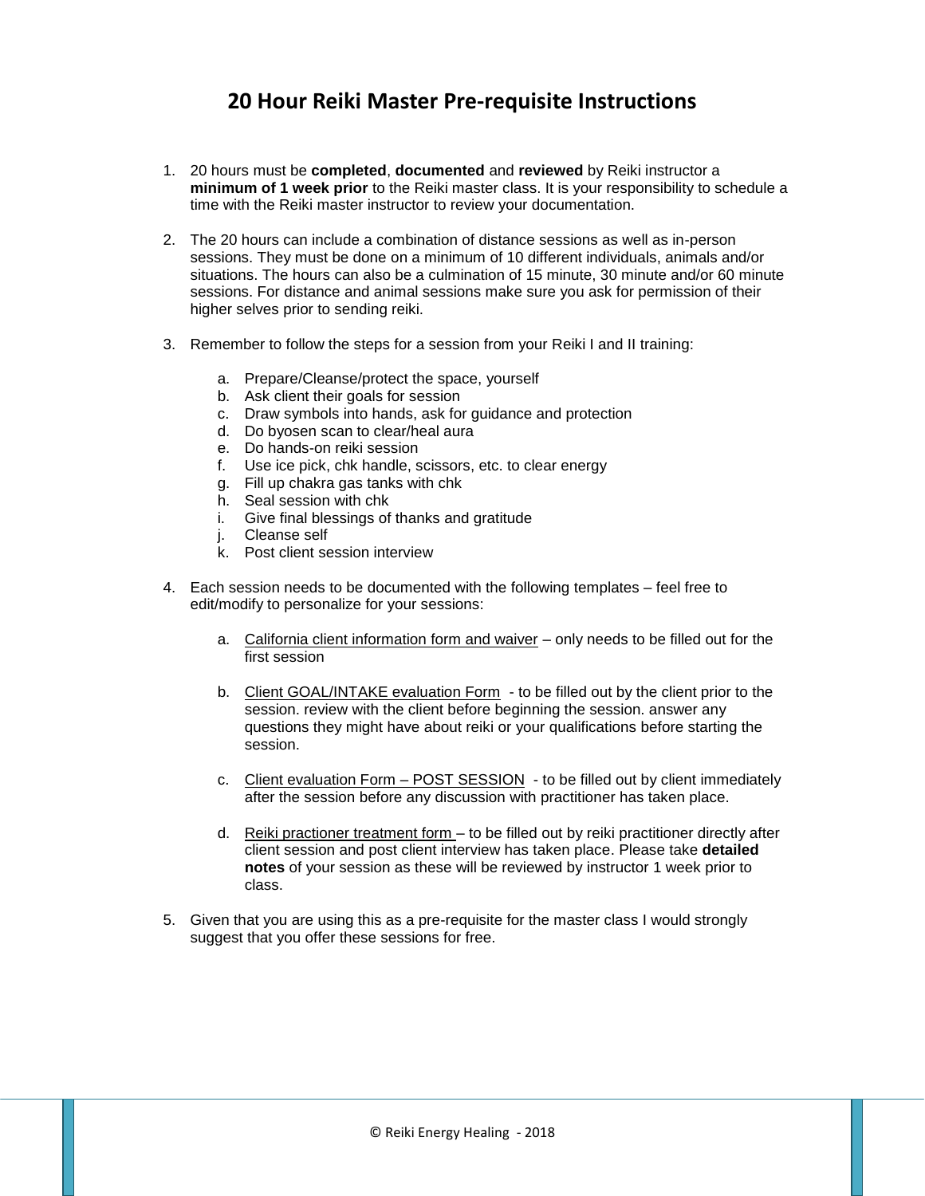# 20 Hour Reiki Master Pre-requisite Instructions

1. 20 hours must be **completed**, **documented** and **reviewed** by Reiki instructor a **minimum of 1 week prior** to the Reiki master class. It is your responsibility to schedule a time with the Reiki master instructor to review your documentation.

2. The 20 hours can include a combination of distance sessions as well as in-person sessions. They must be done on a minimum of 10 different individuals, animals and/or situations. The hours can also be a culmination of 15 minute, 30 minute and/or 60 minute sessions. For distance and animal sessions make sure you ask for permission of their higher selves prior to sending reiki.

3. Remember to follow the steps for a session from your Reiki I and II training:

   a. Prepare/Cleanse/protect the space, yourself
   b. Ask client their goals for session
   c. Draw symbols into hands, ask for guidance and protection
   d. Do byosen scan to clear/heal aura
   e. Do hands-on reiki session
   f. Use ice pick, chk handle, scissors, etc. to clear energy
   g. Fill up chakra gas tanks with chk
   h. Seal session with chk
   i. Give final blessings of thanks and gratitude
   j. Cleanse self
   k. Post client session interview

4. Each session needs to be documented with the following templates – feel free to edit/modify to personalize for your sessions:

   a. <u>California client information form and waiver</u> – only needs to be filled out for the first session

   b. <u>Client GOAL/INTAKE evaluation Form</u> - to be filled out by the client prior to the session. review with the client before beginning the session. answer any questions they might have about reiki or your qualifications before starting the session.

   c. <u>Client evaluation Form – POST SESSION</u> - to be filled out by client immediately after the session before any discussion with practitioner has taken place.

   d. <u>Reiki practioner treatment form</u> – to be filled out by reiki practitioner directly after client session and post client interview has taken place. Please take **detailed notes** of your session as these will be reviewed by instructor 1 week prior to class.

5. Given that you are using this as a pre-requisite for the master class I would strongly suggest that you offer these sessions for free.

© Reiki Energy Healing - 2018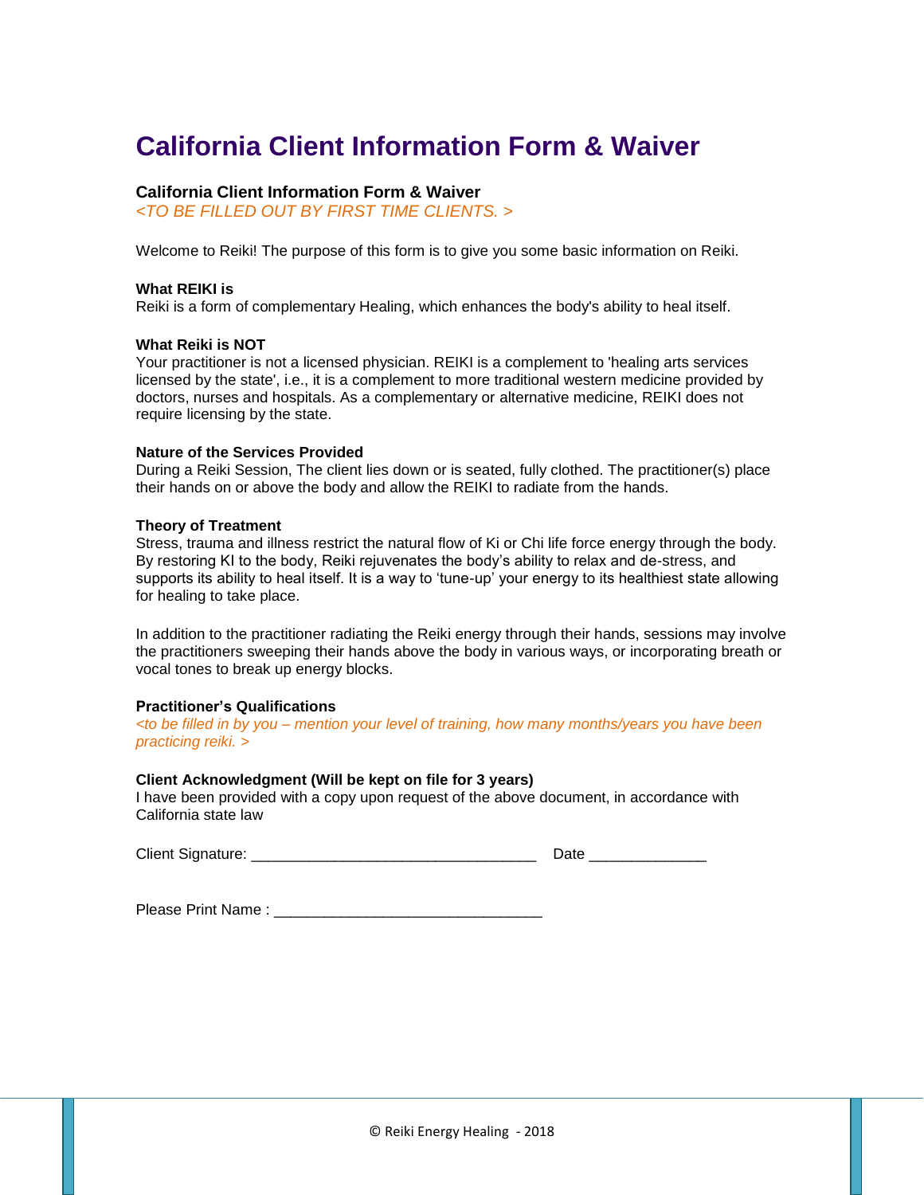# California Client Information Form & Waiver

**California Client Information Form & Waiver**
*<TO BE FILLED OUT BY FIRST TIME CLIENTS. >*

Welcome to Reiki! The purpose of this form is to give you some basic information on Reiki.

**What REIKI is**
Reiki is a form of complementary Healing, which enhances the body's ability to heal itself.

**What Reiki is NOT**
Your practitioner is not a licensed physician. REIKI is a complement to 'healing arts services licensed by the state', i.e., it is a complement to more traditional western medicine provided by doctors, nurses and hospitals. As a complementary or alternative medicine, REIKI does not require licensing by the state.

**Nature of the Services Provided**
During a Reiki Session, The client lies down or is seated, fully clothed. The practitioner(s) place their hands on or above the body and allow the REIKI to radiate from the hands.

**Theory of Treatment**
Stress, trauma and illness restrict the natural flow of Ki or Chi life force energy through the body. By restoring KI to the body, Reiki rejuvenates the body's ability to relax and de-stress, and supports its ability to heal itself. It is a way to 'tune-up' your energy to its healthiest state allowing for healing to take place.

In addition to the practitioner radiating the Reiki energy through their hands, sessions may involve the practitioners sweeping their hands above the body in various ways, or incorporating breath or vocal tones to break up energy blocks.

**Practitioner's Qualifications**
*<to be filled in by you – mention your level of training, how many months/years you have been practicing reiki. >*

**Client Acknowledgment (Will be kept on file for 3 years)**
I have been provided with a copy upon request of the above document, in accordance with California state law

Client Signature: ___________________________________ Date ______________

Please Print Name : _________________________________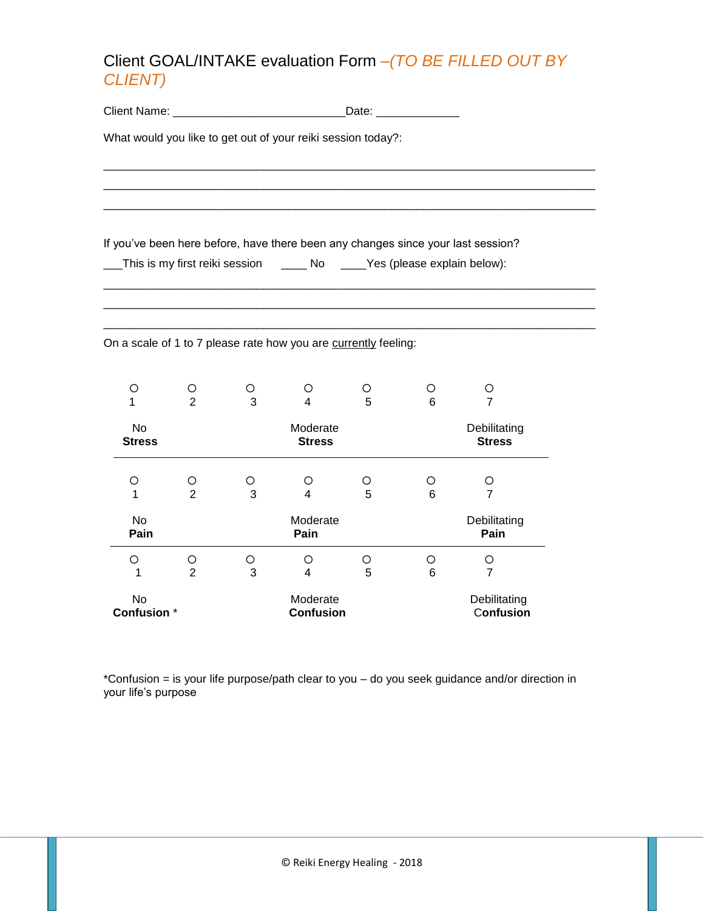# Client GOAL/INTAKE evaluation Form *–(TO BE FILLED OUT BY CLIENT)*

Client Name: ___________________________Date: _____________

What would you like to get out of your reiki session today?:

_____________________________________________________________________________

_____________________________________________________________________________

_____________________________________________________________________________

If you've been here before, have there been any changes since your last session?

___This is my first reiki session ____ No ____Yes (please explain below):

_____________________________________________________________________________

_____________________________________________________________________________

_____________________________________________________________________________

On a scale of 1 to 7 please rate how you are currently feeling:

| ○ 1 | ○ 2 | ○ 3 | ○ 4 | ○ 5 | ○ 6 | ○ 7 |
|---|---|---|---|---|---|---|
| No **Stress** | | | Moderate **Stress** | | | Debilitating **Stress** |

| ○ 1 | ○ 2 | ○ 3 | ○ 4 | ○ 5 | ○ 6 | ○ 7 |
|---|---|---|---|---|---|---|
| No **Pain** | | | Moderate **Pain** | | | Debilitating **Pain** |

| ○ 1 | ○ 2 | ○ 3 | ○ 4 | ○ 5 | ○ 6 | ○ 7 |
|---|---|---|---|---|---|---|
| No **Confusion** * | | | Moderate **Confusion** | | | Debilitating **Confusion** |

*Confusion = is your life purpose/path clear to you – do you seek guidance and/or direction in your life's purpose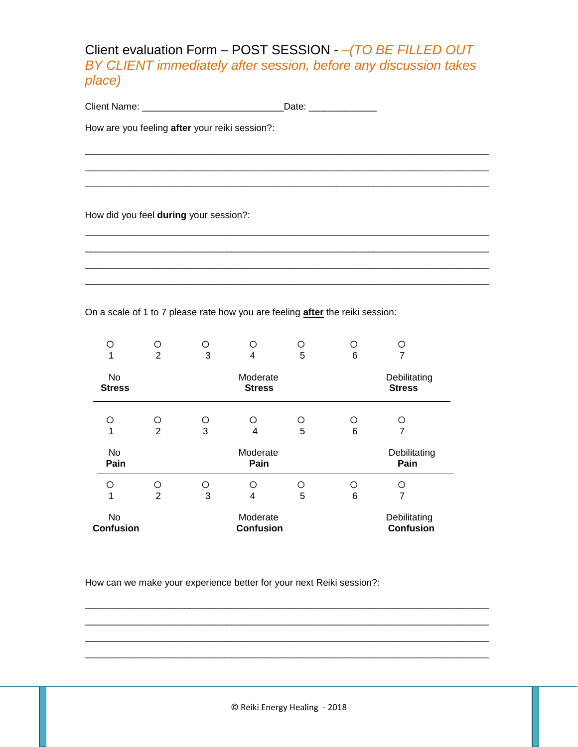# Client evaluation Form – POST SESSION - *–(TO BE FILLED OUT BY CLIENT immediately after session, before any discussion takes place)*

Client Name: ___________________________Date: _____________

How are you feeling **after** your reiki session?:

______________________________________________________________________________

______________________________________________________________________________

______________________________________________________________________________

How did you feel **during** your session?:

______________________________________________________________________________

______________________________________________________________________________

______________________________________________________________________________

______________________________________________________________________________

On a scale of 1 to 7 please rate how you are feeling **after** the reiki session:

| ○ 1 | ○ 2 | ○ 3 | ○ 4 | ○ 5 | ○ 6 | ○ 7 |
|---|---|---|---|---|---|---|
| No **Stress** | | | Moderate **Stress** | | | Debilitating **Stress** |

| ○ 1 | ○ 2 | ○ 3 | ○ 4 | ○ 5 | ○ 6 | ○ 7 |
|---|---|---|---|---|---|---|
| No **Pain** | | | Moderate **Pain** | | | Debilitating **Pain** |

| ○ 1 | ○ 2 | ○ 3 | ○ 4 | ○ 5 | ○ 6 | ○ 7 |
|---|---|---|---|---|---|---|
| No **Confusion** | | | Moderate **Confusion** | | | Debilitating **Confusion** |

How can we make your experience better for your next Reiki session?:

______________________________________________________________________________

______________________________________________________________________________

______________________________________________________________________________

______________________________________________________________________________

© Reiki Energy Healing - 2018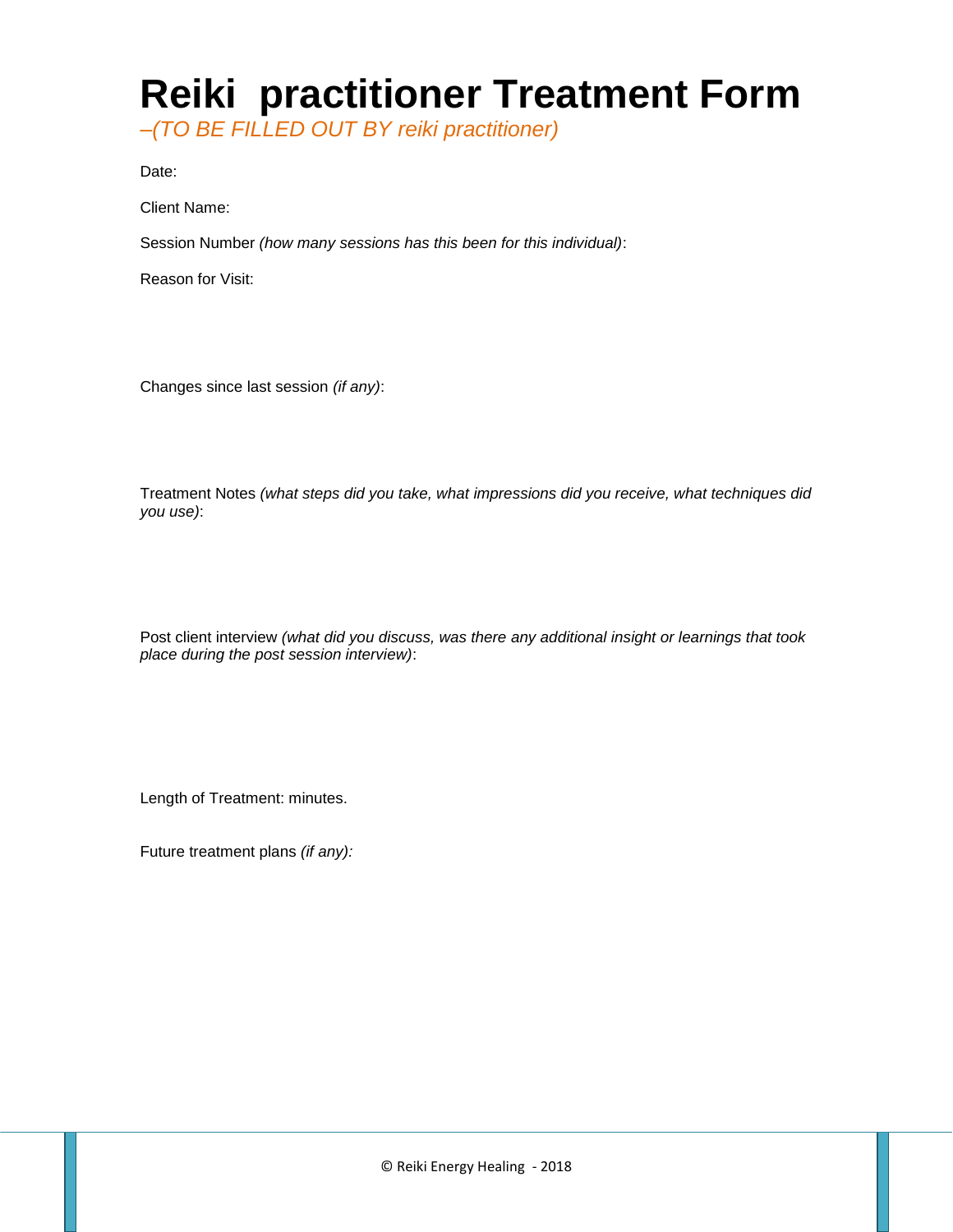# Reiki practitioner Treatment Form

*–(TO BE FILLED OUT BY reiki practitioner)*

Date:

Client Name:

Session Number *(how many sessions has this been for this individual)*:

Reason for Visit:

Changes since last session *(if any)*:

Treatment Notes *(what steps did you take, what impressions did you receive, what techniques did you use)*:

Post client interview *(what did you discuss, was there any additional insight or learnings that took place during the post session interview)*:

Length of Treatment: minutes.

Future treatment plans *(if any):*